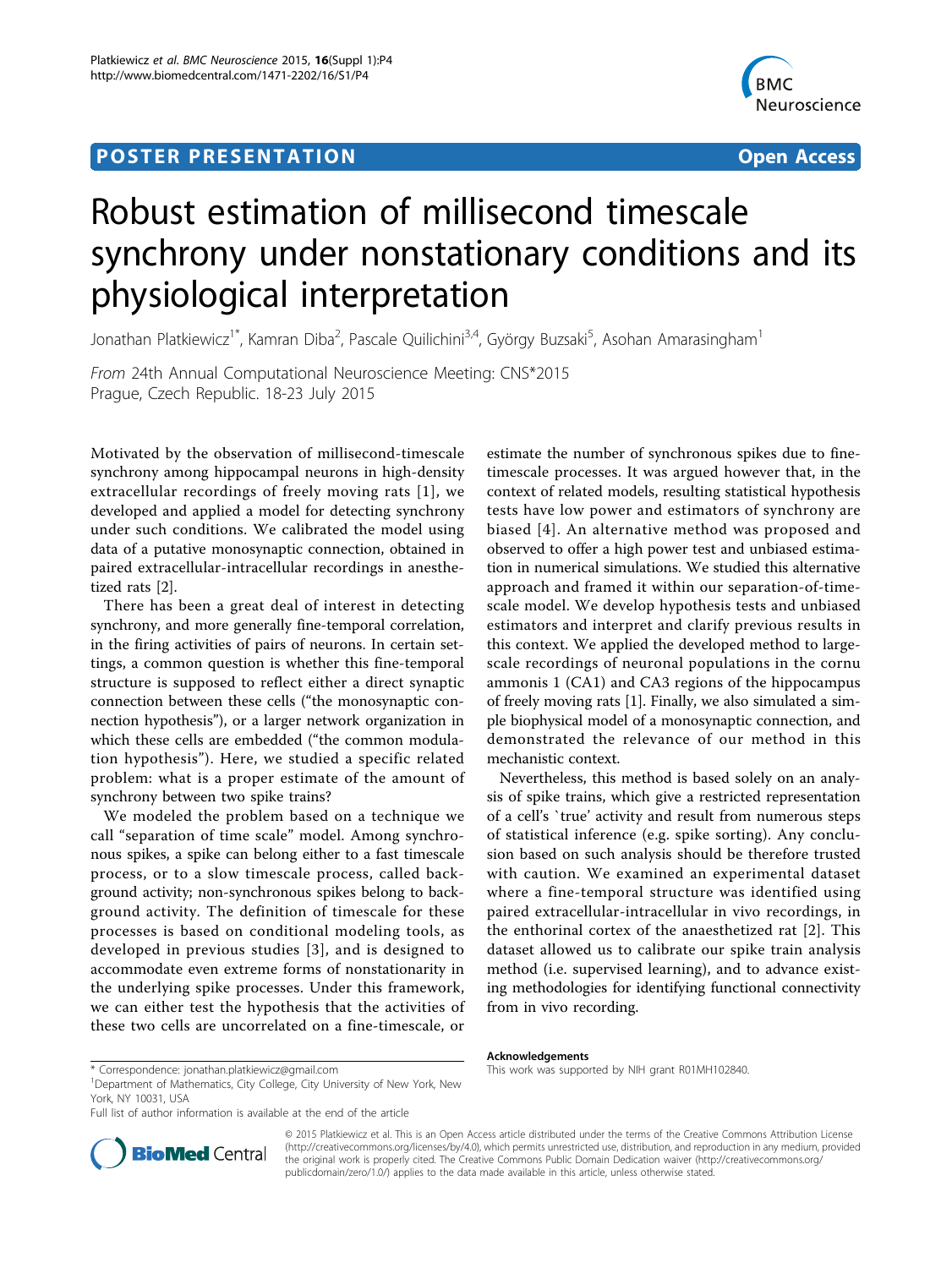POSTER PRESENTATION

Open Access

# Robust estimation of millisecond timescale synchrony under nonstationary conditions and its physiological interpretation

Jonathan Platkiewicz[1*], Kamran Diba[2], Pascale Quilichini[3,4], György Buzsaki[5], Asohan Amarasingham[1]

*From* 24th Annual Computational Neuroscience Meeting: CNS*2015
Prague, Czech Republic. 18-23 July 2015

Motivated by the observation of millisecond-timescale synchrony among hippocampal neurons in high-density extracellular recordings of freely moving rats [1], we developed and applied a model for detecting synchrony under such conditions. We calibrated the model using data of a putative monosynaptic connection, obtained in paired extracellular-intracellular recordings in anesthetized rats [2].

There has been a great deal of interest in detecting synchrony, and more generally fine-temporal correlation, in the firing activities of pairs of neurons. In certain settings, a common question is whether this fine-temporal structure is supposed to reflect either a direct synaptic connection between these cells ("the monosynaptic connection hypothesis"), or a larger network organization in which these cells are embedded ("the common modulation hypothesis"). Here, we studied a specific related problem: what is a proper estimate of the amount of synchrony between two spike trains?

We modeled the problem based on a technique we call "separation of time scale" model. Among synchronous spikes, a spike can belong either to a fast timescale process, or to a slow timescale process, called background activity; non-synchronous spikes belong to background activity. The definition of timescale for these processes is based on conditional modeling tools, as developed in previous studies [3], and is designed to accommodate even extreme forms of nonstationarity in the underlying spike processes. Under this framework, we can either test the hypothesis that the activities of these two cells are uncorrelated on a fine-timescale, or estimate the number of synchronous spikes due to fine-timescale processes. It was argued however that, in the context of related models, resulting statistical hypothesis tests have low power and estimators of synchrony are biased [4]. An alternative method was proposed and observed to offer a high power test and unbiased estimation in numerical simulations. We studied this alternative approach and framed it within our separation-of-timescale model. We develop hypothesis tests and unbiased estimators and interpret and clarify previous results in this context. We applied the developed method to large-scale recordings of neuronal populations in the cornu ammonis 1 (CA1) and CA3 regions of the hippocampus of freely moving rats [1]. Finally, we also simulated a simple biophysical model of a monosynaptic connection, and demonstrated the relevance of our method in this mechanistic context.

Nevertheless, this method is based solely on an analysis of spike trains, which give a restricted representation of a cell's `true' activity and result from numerous steps of statistical inference (e.g. spike sorting). Any conclusion based on such analysis should be therefore trusted with caution. We examined an experimental dataset where a fine-temporal structure was identified using paired extracellular-intracellular in vivo recordings, in the enthorinal cortex of the anaesthetized rat [2]. This dataset allowed us to calibrate our spike train analysis method (i.e. supervised learning), and to advance existing methodologies for identifying functional connectivity from in vivo recording.

**Acknowledgements**
This work was supported by NIH grant R01MH102840.

* Correspondence: jonathan.platkiewicz@gmail.com
[1]Department of Mathematics, City College, City University of New York, New York, NY 10031, USA
Full list of author information is available at the end of the article

© 2015 Platkiewicz et al. This is an Open Access article distributed under the terms of the Creative Commons Attribution License (http://creativecommons.org/licenses/by/4.0), which permits unrestricted use, distribution, and reproduction in any medium, provided the original work is properly cited. The Creative Commons Public Domain Dedication waiver (http://creativecommons.org/publicdomain/zero/1.0/) applies to the data made available in this article, unless otherwise stated.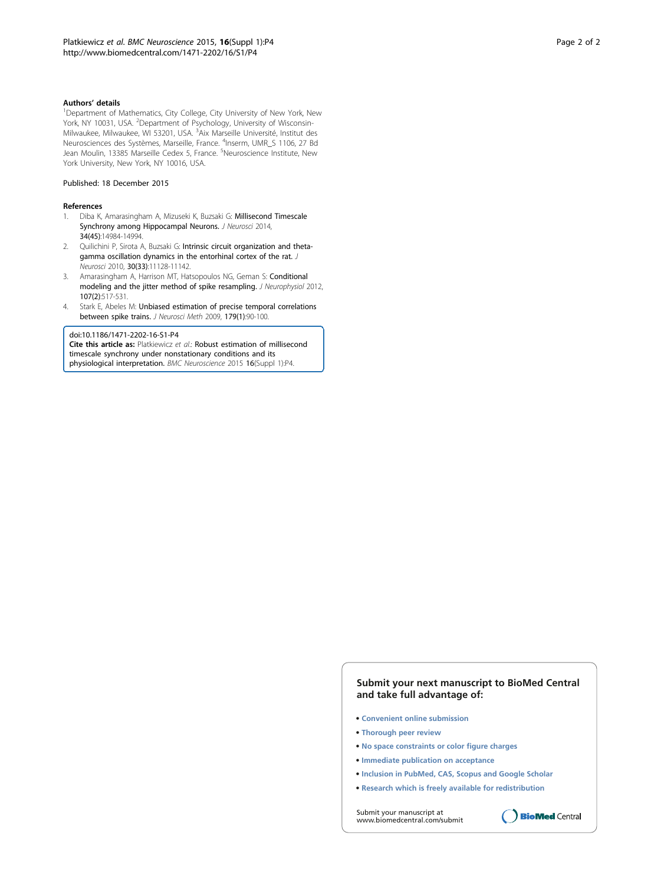### Authors' details

[1]Department of Mathematics, City College, City University of New York, New York, NY 10031, USA. [2]Department of Psychology, University of Wisconsin-Milwaukee, Milwaukee, WI 53201, USA. [3]Aix Marseille Université, Institut des Neurosciences des Systèmes, Marseille, France. [4]Inserm, UMR_S 1106, 27 Bd Jean Moulin, 13385 Marseille Cedex 5, France. [5]Neuroscience Institute, New York University, New York, NY 10016, USA.

Published: 18 December 2015

### References

1. Diba K, Amarasingham A, Mizuseki K, Buzsaki G: **Millisecond Timescale Synchrony among Hippocampal Neurons.** *J Neurosci* 2014, **34(45)**:14984-14994.
2. Quilichini P, Sirota A, Buzsaki G: **Intrinsic circuit organization and theta-gamma oscillation dynamics in the entorhinal cortex of the rat.** *J Neurosci* 2010, **30(33)**:11128-11142.
3. Amarasingham A, Harrison MT, Hatsopoulos NG, Geman S: **Conditional modeling and the jitter method of spike resampling.** *J Neurophysiol* 2012, **107(2)**:517-531.
4. Stark E, Abeles M: **Unbiased estimation of precise temporal correlations between spike trains.** *J Neurosci Meth* 2009, **179(1)**:90-100.

doi:10.1186/1471-2202-16-S1-P4
**Cite this article as:** Platkiewicz *et al.*: Robust estimation of millisecond timescale synchrony under nonstationary conditions and its physiological interpretation. *BMC Neuroscience* 2015 **16**(Suppl 1):P4.

**Submit your next manuscript to BioMed Central and take full advantage of:**

- Convenient online submission
- Thorough peer review
- No space constraints or color figure charges
- Immediate publication on acceptance
- Inclusion in PubMed, CAS, Scopus and Google Scholar
- Research which is freely available for redistribution

Submit your manuscript at
www.biomedcentral.com/submit

BioMed Central